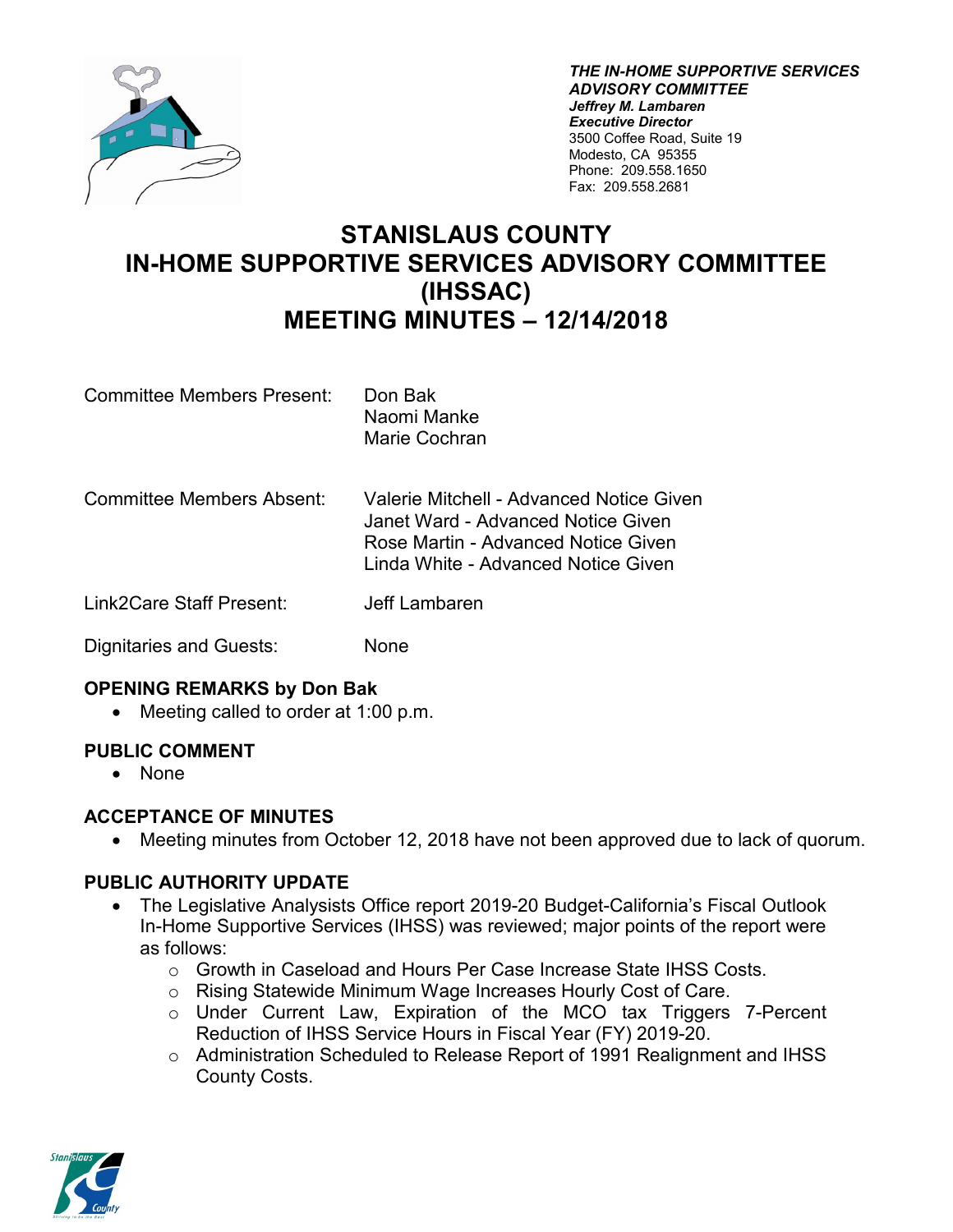***THE IN-HOME SUPPORTIVE SERVICES ADVISORY COMMITTEE***
***Jeffrey M. Lambaren***
***Executive Director***
3500 Coffee Road, Suite 19
Modesto, CA 95355
Phone: 209.558.1650
Fax: 209.558.2681

# STANISLAUS COUNTY IN-HOME SUPPORTIVE SERVICES ADVISORY COMMITTEE (IHSSAC) MEETING MINUTES – 12/14/2018

| | |
|---|---|
| Committee Members Present: | Don Bak<br>Naomi Manke<br>Marie Cochran |
| Committee Members Absent: | Valerie Mitchell - Advanced Notice Given<br>Janet Ward - Advanced Notice Given<br>Rose Martin - Advanced Notice Given<br>Linda White - Advanced Notice Given |
| Link2Care Staff Present: | Jeff Lambaren |
| Dignitaries and Guests: | None |

### OPENING REMARKS by Don Bak

- Meeting called to order at 1:00 p.m.

### PUBLIC COMMENT

- None

### ACCEPTANCE OF MINUTES

- Meeting minutes from October 12, 2018 have not been approved due to lack of quorum.

### PUBLIC AUTHORITY UPDATE

- The Legislative Analysists Office report 2019-20 Budget-California's Fiscal Outlook In-Home Supportive Services (IHSS) was reviewed; major points of the report were as follows:
  - Growth in Caseload and Hours Per Case Increase State IHSS Costs.
  - Rising Statewide Minimum Wage Increases Hourly Cost of Care.
  - Under Current Law, Expiration of the MCO tax Triggers 7-Percent Reduction of IHSS Service Hours in Fiscal Year (FY) 2019-20.
  - Administration Scheduled to Release Report of 1991 Realignment and IHSS County Costs.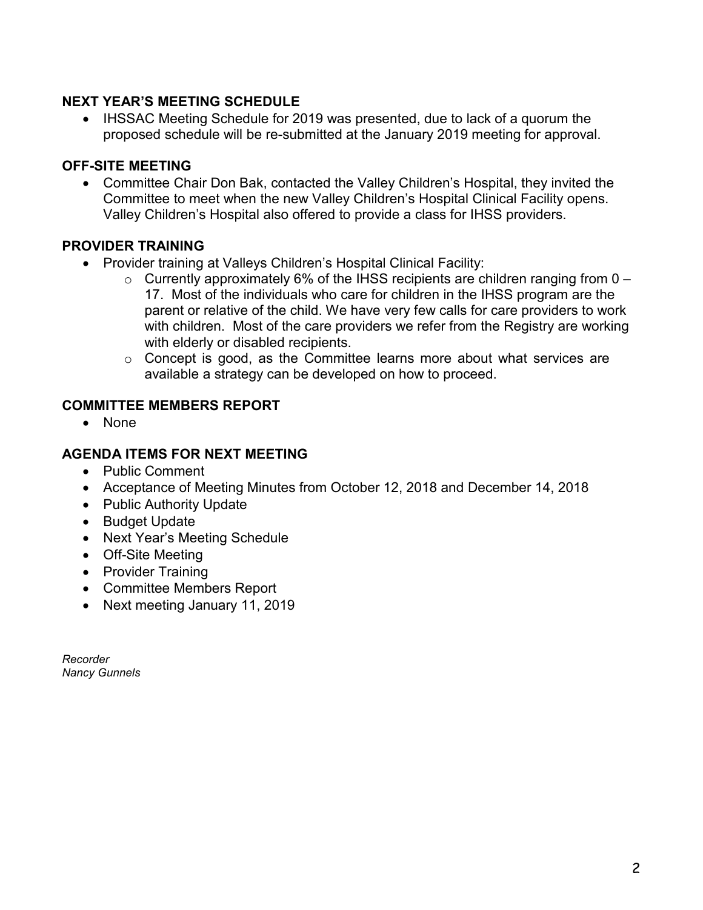## NEXT YEAR'S MEETING SCHEDULE

- IHSSAC Meeting Schedule for 2019 was presented, due to lack of a quorum the proposed schedule will be re-submitted at the January 2019 meeting for approval.

## OFF-SITE MEETING

- Committee Chair Don Bak, contacted the Valley Children's Hospital, they invited the Committee to meet when the new Valley Children's Hospital Clinical Facility opens. Valley Children's Hospital also offered to provide a class for IHSS providers.

## PROVIDER TRAINING

- Provider training at Valleys Children's Hospital Clinical Facility:
  - Currently approximately 6% of the IHSS recipients are children ranging from 0 – 17. Most of the individuals who care for children in the IHSS program are the parent or relative of the child. We have very few calls for care providers to work with children. Most of the care providers we refer from the Registry are working with elderly or disabled recipients.
  - Concept is good, as the Committee learns more about what services are available a strategy can be developed on how to proceed.

## COMMITTEE MEMBERS REPORT

- None

## AGENDA ITEMS FOR NEXT MEETING

- Public Comment
- Acceptance of Meeting Minutes from October 12, 2018 and December 14, 2018
- Public Authority Update
- Budget Update
- Next Year's Meeting Schedule
- Off-Site Meeting
- Provider Training
- Committee Members Report
- Next meeting January 11, 2019

*Recorder*
*Nancy Gunnels*